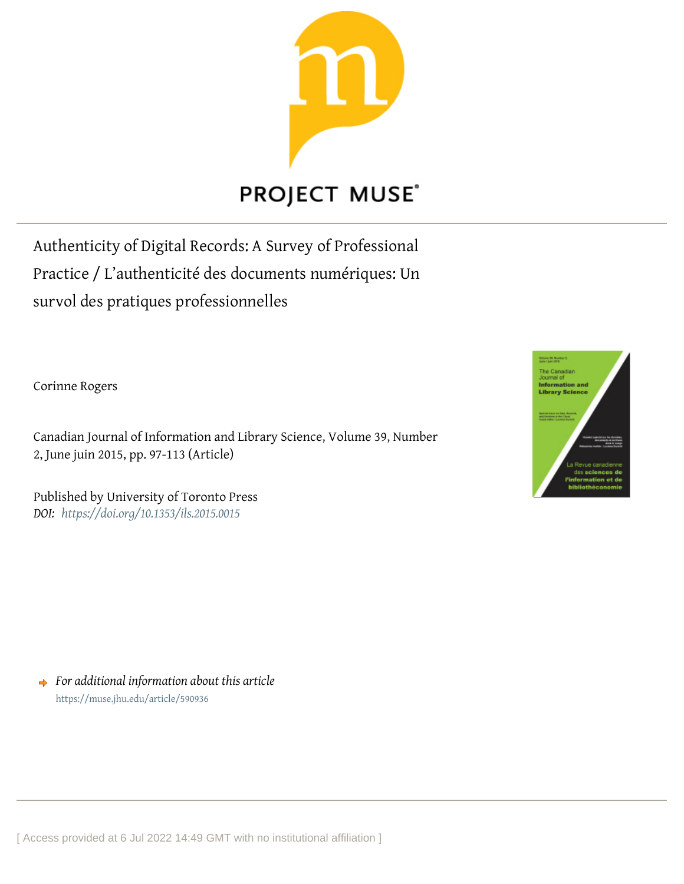PROJECT MUSE®

# Authenticity of Digital Records: A Survey of Professional Practice / L'authenticité des documents numériques: Un survol des pratiques professionnelles

Corinne Rogers

Canadian Journal of Information and Library Science, Volume 39, Number 2, June juin 2015, pp. 97-113 (Article)

Published by University of Toronto Press
*DOI: https://doi.org/10.1353/ils.2015.0015*

*For additional information about this article*
https://muse.jhu.edu/article/590936

[ Access provided at 6 Jul 2022 14:49 GMT with no institutional affiliation ]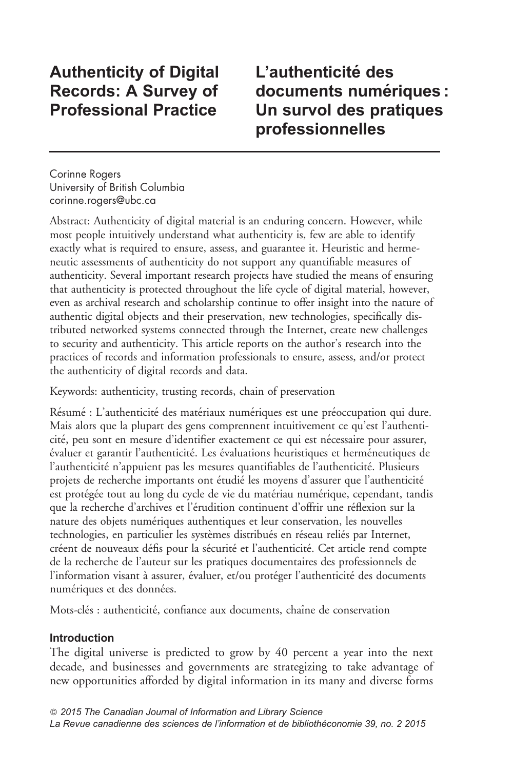# Authenticity of Digital Records: A Survey of Professional Practice

# L'authenticité des documents numériques : Un survol des pratiques professionnelles

Corinne Rogers
University of British Columbia
corinne.rogers@ubc.ca

Abstract: Authenticity of digital material is an enduring concern. However, while most people intuitively understand what authenticity is, few are able to identify exactly what is required to ensure, assess, and guarantee it. Heuristic and hermeneutic assessments of authenticity do not support any quantifiable measures of authenticity. Several important research projects have studied the means of ensuring that authenticity is protected throughout the life cycle of digital material, however, even as archival research and scholarship continue to offer insight into the nature of authentic digital objects and their preservation, new technologies, specifically distributed networked systems connected through the Internet, create new challenges to security and authenticity. This article reports on the author's research into the practices of records and information professionals to ensure, assess, and/or protect the authenticity of digital records and data.

Keywords: authenticity, trusting records, chain of preservation

Résumé : L'authenticité des matériaux numériques est une préoccupation qui dure. Mais alors que la plupart des gens comprennent intuitivement ce qu'est l'authenticité, peu sont en mesure d'identifier exactement ce qui est nécessaire pour assurer, évaluer et garantir l'authenticité. Les évaluations heuristiques et herméneutiques de l'authenticité n'appuient pas les mesures quantifiables de l'authenticité. Plusieurs projets de recherche importants ont étudié les moyens d'assurer que l'authenticité est protégée tout au long du cycle de vie du matériau numérique, cependant, tandis que la recherche d'archives et l'érudition continuent d'offrir une réflexion sur la nature des objets numériques authentiques et leur conservation, les nouvelles technologies, en particulier les systèmes distribués en réseau reliés par Internet, créent de nouveaux défis pour la sécurité et l'authenticité. Cet article rend compte de la recherche de l'auteur sur les pratiques documentaires des professionnels de l'information visant à assurer, évaluer, et/ou protéger l'authenticité des documents numériques et des données.

Mots-clés : authenticité, confiance aux documents, chaîne de conservation

## Introduction

The digital universe is predicted to grow by 40 percent a year into the next decade, and businesses and governments are strategizing to take advantage of new opportunities afforded by digital information in its many and diverse forms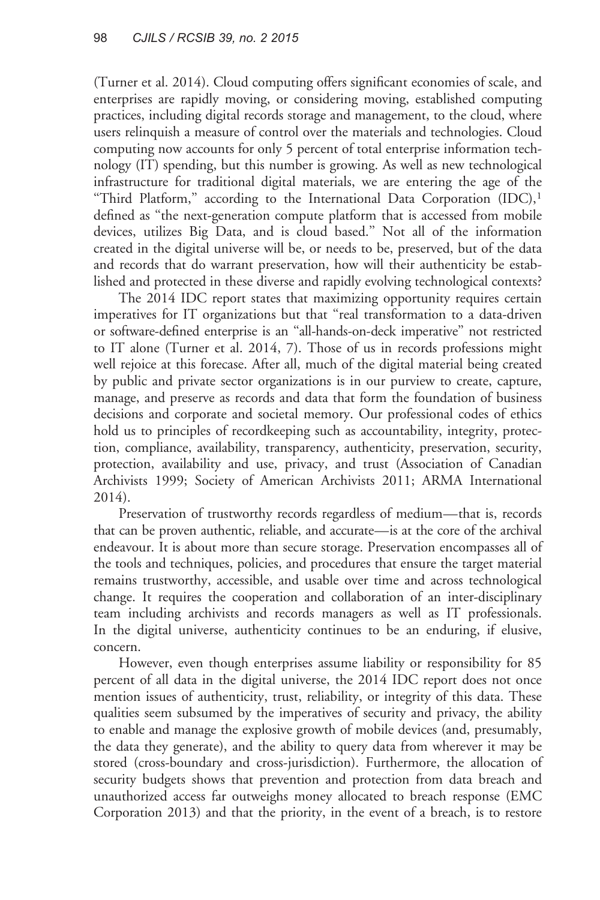(Turner et al. 2014). Cloud computing offers significant economies of scale, and enterprises are rapidly moving, or considering moving, established computing practices, including digital records storage and management, to the cloud, where users relinquish a measure of control over the materials and technologies. Cloud computing now accounts for only 5 percent of total enterprise information technology (IT) spending, but this number is growing. As well as new technological infrastructure for traditional digital materials, we are entering the age of the "Third Platform," according to the International Data Corporation (IDC),[1] defined as "the next-generation compute platform that is accessed from mobile devices, utilizes Big Data, and is cloud based." Not all of the information created in the digital universe will be, or needs to be, preserved, but of the data and records that do warrant preservation, how will their authenticity be established and protected in these diverse and rapidly evolving technological contexts?

The 2014 IDC report states that maximizing opportunity requires certain imperatives for IT organizations but that "real transformation to a data-driven or software-defined enterprise is an "all-hands-on-deck imperative" not restricted to IT alone (Turner et al. 2014, 7). Those of us in records professions might well rejoice at this forecase. After all, much of the digital material being created by public and private sector organizations is in our purview to create, capture, manage, and preserve as records and data that form the foundation of business decisions and corporate and societal memory. Our professional codes of ethics hold us to principles of recordkeeping such as accountability, integrity, protection, compliance, availability, transparency, authenticity, preservation, security, protection, availability and use, privacy, and trust (Association of Canadian Archivists 1999; Society of American Archivists 2011; ARMA International 2014).

Preservation of trustworthy records regardless of medium—that is, records that can be proven authentic, reliable, and accurate—is at the core of the archival endeavour. It is about more than secure storage. Preservation encompasses all of the tools and techniques, policies, and procedures that ensure the target material remains trustworthy, accessible, and usable over time and across technological change. It requires the cooperation and collaboration of an inter-disciplinary team including archivists and records managers as well as IT professionals. In the digital universe, authenticity continues to be an enduring, if elusive, concern.

However, even though enterprises assume liability or responsibility for 85 percent of all data in the digital universe, the 2014 IDC report does not once mention issues of authenticity, trust, reliability, or integrity of this data. These qualities seem subsumed by the imperatives of security and privacy, the ability to enable and manage the explosive growth of mobile devices (and, presumably, the data they generate), and the ability to query data from wherever it may be stored (cross-boundary and cross-jurisdiction). Furthermore, the allocation of security budgets shows that prevention and protection from data breach and unauthorized access far outweighs money allocated to breach response (EMC Corporation 2013) and that the priority, in the event of a breach, is to restore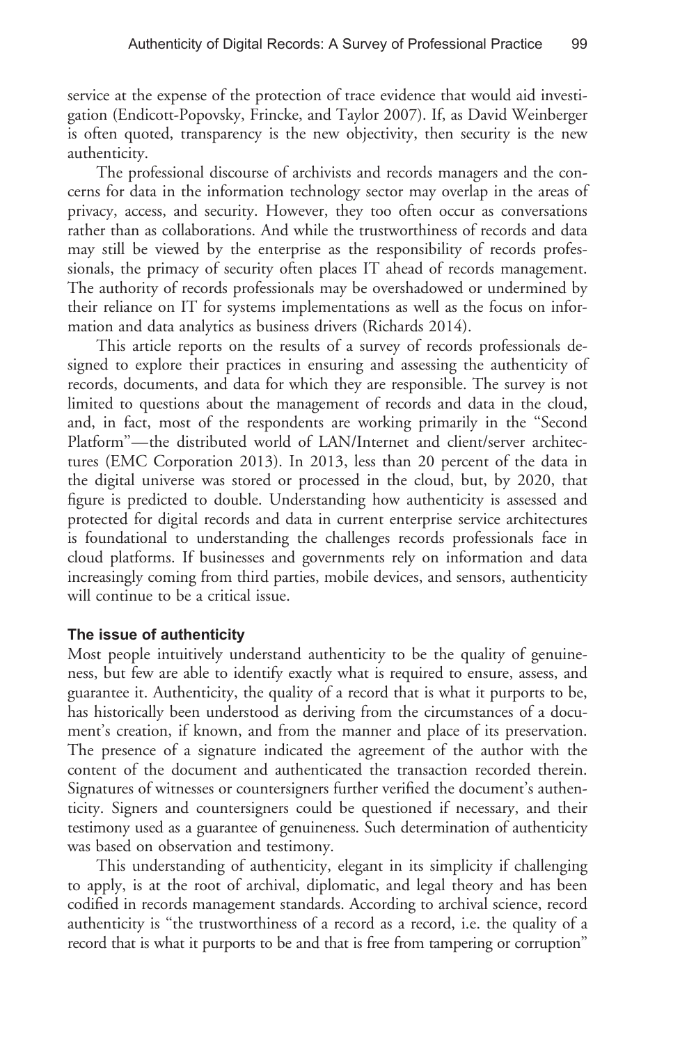service at the expense of the protection of trace evidence that would aid investigation (Endicott-Popovsky, Frincke, and Taylor 2007). If, as David Weinberger is often quoted, transparency is the new objectivity, then security is the new authenticity.

The professional discourse of archivists and records managers and the concerns for data in the information technology sector may overlap in the areas of privacy, access, and security. However, they too often occur as conversations rather than as collaborations. And while the trustworthiness of records and data may still be viewed by the enterprise as the responsibility of records professionals, the primacy of security often places IT ahead of records management. The authority of records professionals may be overshadowed or undermined by their reliance on IT for systems implementations as well as the focus on information and data analytics as business drivers (Richards 2014).

This article reports on the results of a survey of records professionals designed to explore their practices in ensuring and assessing the authenticity of records, documents, and data for which they are responsible. The survey is not limited to questions about the management of records and data in the cloud, and, in fact, most of the respondents are working primarily in the "Second Platform"—the distributed world of LAN/Internet and client/server architectures (EMC Corporation 2013). In 2013, less than 20 percent of the data in the digital universe was stored or processed in the cloud, but, by 2020, that figure is predicted to double. Understanding how authenticity is assessed and protected for digital records and data in current enterprise service architectures is foundational to understanding the challenges records professionals face in cloud platforms. If businesses and governments rely on information and data increasingly coming from third parties, mobile devices, and sensors, authenticity will continue to be a critical issue.

### The issue of authenticity

Most people intuitively understand authenticity to be the quality of genuineness, but few are able to identify exactly what is required to ensure, assess, and guarantee it. Authenticity, the quality of a record that is what it purports to be, has historically been understood as deriving from the circumstances of a document's creation, if known, and from the manner and place of its preservation. The presence of a signature indicated the agreement of the author with the content of the document and authenticated the transaction recorded therein. Signatures of witnesses or countersigners further verified the document's authenticity. Signers and countersigners could be questioned if necessary, and their testimony used as a guarantee of genuineness. Such determination of authenticity was based on observation and testimony.

This understanding of authenticity, elegant in its simplicity if challenging to apply, is at the root of archival, diplomatic, and legal theory and has been codified in records management standards. According to archival science, record authenticity is "the trustworthiness of a record as a record, i.e. the quality of a record that is what it purports to be and that is free from tampering or corruption"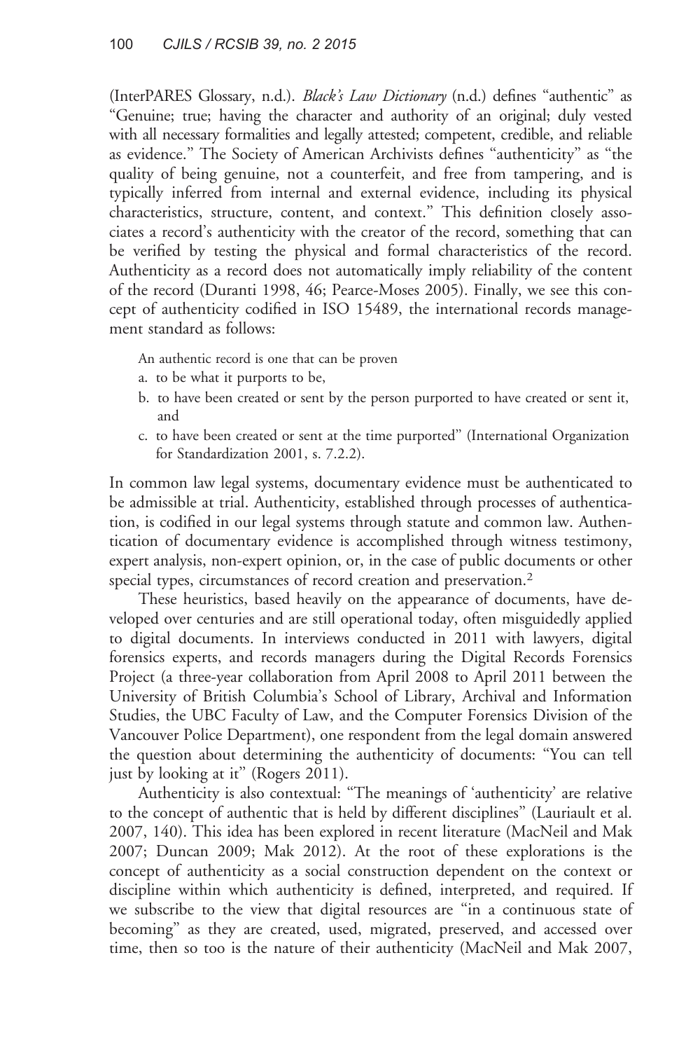(InterPARES Glossary, n.d.). *Black's Law Dictionary* (n.d.) defines "authentic" as "Genuine; true; having the character and authority of an original; duly vested with all necessary formalities and legally attested; competent, credible, and reliable as evidence." The Society of American Archivists defines "authenticity" as "the quality of being genuine, not a counterfeit, and free from tampering, and is typically inferred from internal and external evidence, including its physical characteristics, structure, content, and context." This definition closely associates a record's authenticity with the creator of the record, something that can be verified by testing the physical and formal characteristics of the record. Authenticity as a record does not automatically imply reliability of the content of the record (Duranti 1998, 46; Pearce-Moses 2005). Finally, we see this concept of authenticity codified in ISO 15489, the international records management standard as follows:

> An authentic record is one that can be proven
> a. to be what it purports to be,
> b. to have been created or sent by the person purported to have created or sent it, and
> c. to have been created or sent at the time purported" (International Organization for Standardization 2001, s. 7.2.2).

In common law legal systems, documentary evidence must be authenticated to be admissible at trial. Authenticity, established through processes of authentication, is codified in our legal systems through statute and common law. Authentication of documentary evidence is accomplished through witness testimony, expert analysis, non-expert opinion, or, in the case of public documents or other special types, circumstances of record creation and preservation.[2]

These heuristics, based heavily on the appearance of documents, have developed over centuries and are still operational today, often misguidedly applied to digital documents. In interviews conducted in 2011 with lawyers, digital forensics experts, and records managers during the Digital Records Forensics Project (a three-year collaboration from April 2008 to April 2011 between the University of British Columbia's School of Library, Archival and Information Studies, the UBC Faculty of Law, and the Computer Forensics Division of the Vancouver Police Department), one respondent from the legal domain answered the question about determining the authenticity of documents: "You can tell just by looking at it" (Rogers 2011).

Authenticity is also contextual: "The meanings of 'authenticity' are relative to the concept of authentic that is held by different disciplines" (Lauriault et al. 2007, 140). This idea has been explored in recent literature (MacNeil and Mak 2007; Duncan 2009; Mak 2012). At the root of these explorations is the concept of authenticity as a social construction dependent on the context or discipline within which authenticity is defined, interpreted, and required. If we subscribe to the view that digital resources are "in a continuous state of becoming" as they are created, used, migrated, preserved, and accessed over time, then so too is the nature of their authenticity (MacNeil and Mak 2007,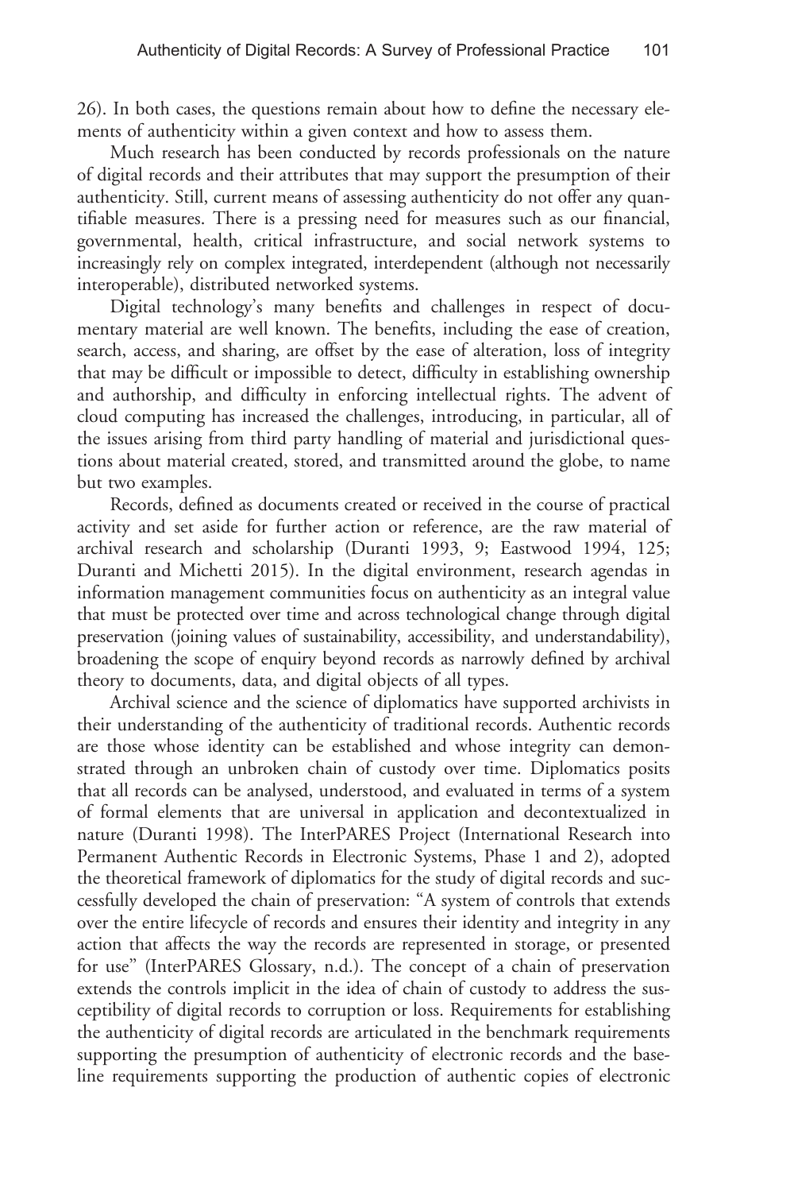26). In both cases, the questions remain about how to define the necessary elements of authenticity within a given context and how to assess them.

Much research has been conducted by records professionals on the nature of digital records and their attributes that may support the presumption of their authenticity. Still, current means of assessing authenticity do not offer any quantifiable measures. There is a pressing need for measures such as our financial, governmental, health, critical infrastructure, and social network systems to increasingly rely on complex integrated, interdependent (although not necessarily interoperable), distributed networked systems.

Digital technology's many benefits and challenges in respect of documentary material are well known. The benefits, including the ease of creation, search, access, and sharing, are offset by the ease of alteration, loss of integrity that may be difficult or impossible to detect, difficulty in establishing ownership and authorship, and difficulty in enforcing intellectual rights. The advent of cloud computing has increased the challenges, introducing, in particular, all of the issues arising from third party handling of material and jurisdictional questions about material created, stored, and transmitted around the globe, to name but two examples.

Records, defined as documents created or received in the course of practical activity and set aside for further action or reference, are the raw material of archival research and scholarship (Duranti 1993, 9; Eastwood 1994, 125; Duranti and Michetti 2015). In the digital environment, research agendas in information management communities focus on authenticity as an integral value that must be protected over time and across technological change through digital preservation (joining values of sustainability, accessibility, and understandability), broadening the scope of enquiry beyond records as narrowly defined by archival theory to documents, data, and digital objects of all types.

Archival science and the science of diplomatics have supported archivists in their understanding of the authenticity of traditional records. Authentic records are those whose identity can be established and whose integrity can demonstrated through an unbroken chain of custody over time. Diplomatics posits that all records can be analysed, understood, and evaluated in terms of a system of formal elements that are universal in application and decontextualized in nature (Duranti 1998). The InterPARES Project (International Research into Permanent Authentic Records in Electronic Systems, Phase 1 and 2), adopted the theoretical framework of diplomatics for the study of digital records and successfully developed the chain of preservation: "A system of controls that extends over the entire lifecycle of records and ensures their identity and integrity in any action that affects the way the records are represented in storage, or presented for use" (InterPARES Glossary, n.d.). The concept of a chain of preservation extends the controls implicit in the idea of chain of custody to address the susceptibility of digital records to corruption or loss. Requirements for establishing the authenticity of digital records are articulated in the benchmark requirements supporting the presumption of authenticity of electronic records and the baseline requirements supporting the production of authentic copies of electronic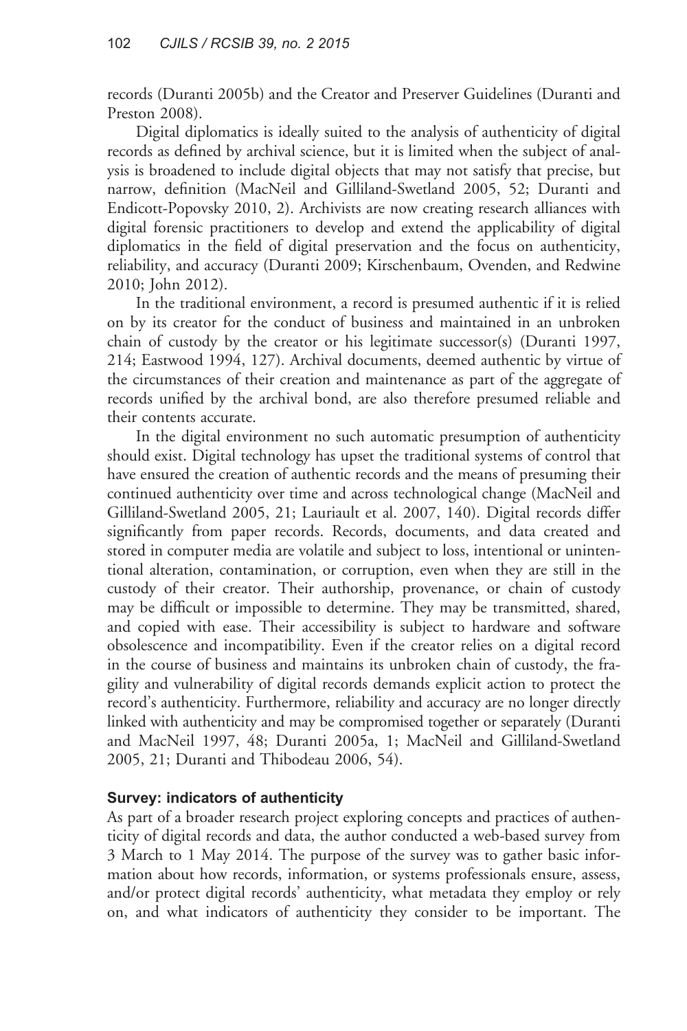records (Duranti 2005b) and the Creator and Preserver Guidelines (Duranti and Preston 2008).

Digital diplomatics is ideally suited to the analysis of authenticity of digital records as defined by archival science, but it is limited when the subject of analysis is broadened to include digital objects that may not satisfy that precise, but narrow, definition (MacNeil and Gilliland-Swetland 2005, 52; Duranti and Endicott-Popovsky 2010, 2). Archivists are now creating research alliances with digital forensic practitioners to develop and extend the applicability of digital diplomatics in the field of digital preservation and the focus on authenticity, reliability, and accuracy (Duranti 2009; Kirschenbaum, Ovenden, and Redwine 2010; John 2012).

In the traditional environment, a record is presumed authentic if it is relied on by its creator for the conduct of business and maintained in an unbroken chain of custody by the creator or his legitimate successor(s) (Duranti 1997, 214; Eastwood 1994, 127). Archival documents, deemed authentic by virtue of the circumstances of their creation and maintenance as part of the aggregate of records unified by the archival bond, are also therefore presumed reliable and their contents accurate.

In the digital environment no such automatic presumption of authenticity should exist. Digital technology has upset the traditional systems of control that have ensured the creation of authentic records and the means of presuming their continued authenticity over time and across technological change (MacNeil and Gilliland-Swetland 2005, 21; Lauriault et al. 2007, 140). Digital records differ significantly from paper records. Records, documents, and data created and stored in computer media are volatile and subject to loss, intentional or unintentional alteration, contamination, or corruption, even when they are still in the custody of their creator. Their authorship, provenance, or chain of custody may be difficult or impossible to determine. They may be transmitted, shared, and copied with ease. Their accessibility is subject to hardware and software obsolescence and incompatibility. Even if the creator relies on a digital record in the course of business and maintains its unbroken chain of custody, the fragility and vulnerability of digital records demands explicit action to protect the record's authenticity. Furthermore, reliability and accuracy are no longer directly linked with authenticity and may be compromised together or separately (Duranti and MacNeil 1997, 48; Duranti 2005a, 1; MacNeil and Gilliland-Swetland 2005, 21; Duranti and Thibodeau 2006, 54).

### Survey: indicators of authenticity

As part of a broader research project exploring concepts and practices of authenticity of digital records and data, the author conducted a web-based survey from 3 March to 1 May 2014. The purpose of the survey was to gather basic information about how records, information, or systems professionals ensure, assess, and/or protect digital records' authenticity, what metadata they employ or rely on, and what indicators of authenticity they consider to be important. The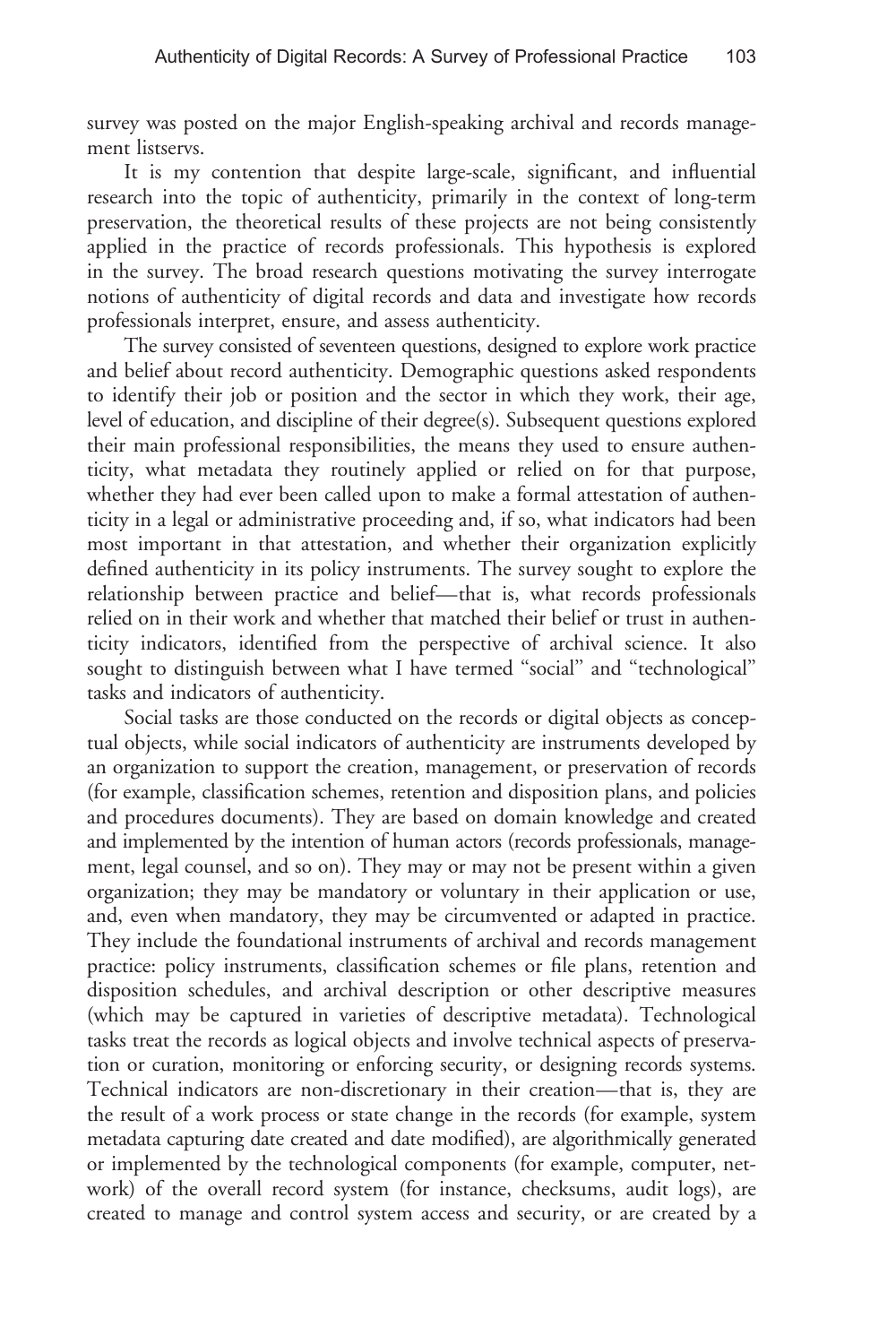survey was posted on the major English-speaking archival and records management listservs.

It is my contention that despite large-scale, significant, and influential research into the topic of authenticity, primarily in the context of long-term preservation, the theoretical results of these projects are not being consistently applied in the practice of records professionals. This hypothesis is explored in the survey. The broad research questions motivating the survey interrogate notions of authenticity of digital records and data and investigate how records professionals interpret, ensure, and assess authenticity.

The survey consisted of seventeen questions, designed to explore work practice and belief about record authenticity. Demographic questions asked respondents to identify their job or position and the sector in which they work, their age, level of education, and discipline of their degree(s). Subsequent questions explored their main professional responsibilities, the means they used to ensure authenticity, what metadata they routinely applied or relied on for that purpose, whether they had ever been called upon to make a formal attestation of authenticity in a legal or administrative proceeding and, if so, what indicators had been most important in that attestation, and whether their organization explicitly defined authenticity in its policy instruments. The survey sought to explore the relationship between practice and belief—that is, what records professionals relied on in their work and whether that matched their belief or trust in authenticity indicators, identified from the perspective of archival science. It also sought to distinguish between what I have termed "social" and "technological" tasks and indicators of authenticity.

Social tasks are those conducted on the records or digital objects as conceptual objects, while social indicators of authenticity are instruments developed by an organization to support the creation, management, or preservation of records (for example, classification schemes, retention and disposition plans, and policies and procedures documents). They are based on domain knowledge and created and implemented by the intention of human actors (records professionals, management, legal counsel, and so on). They may or may not be present within a given organization; they may be mandatory or voluntary in their application or use, and, even when mandatory, they may be circumvented or adapted in practice. They include the foundational instruments of archival and records management practice: policy instruments, classification schemes or file plans, retention and disposition schedules, and archival description or other descriptive measures (which may be captured in varieties of descriptive metadata). Technological tasks treat the records as logical objects and involve technical aspects of preservation or curation, monitoring or enforcing security, or designing records systems. Technical indicators are non-discretionary in their creation—that is, they are the result of a work process or state change in the records (for example, system metadata capturing date created and date modified), are algorithmically generated or implemented by the technological components (for example, computer, network) of the overall record system (for instance, checksums, audit logs), are created to manage and control system access and security, or are created by a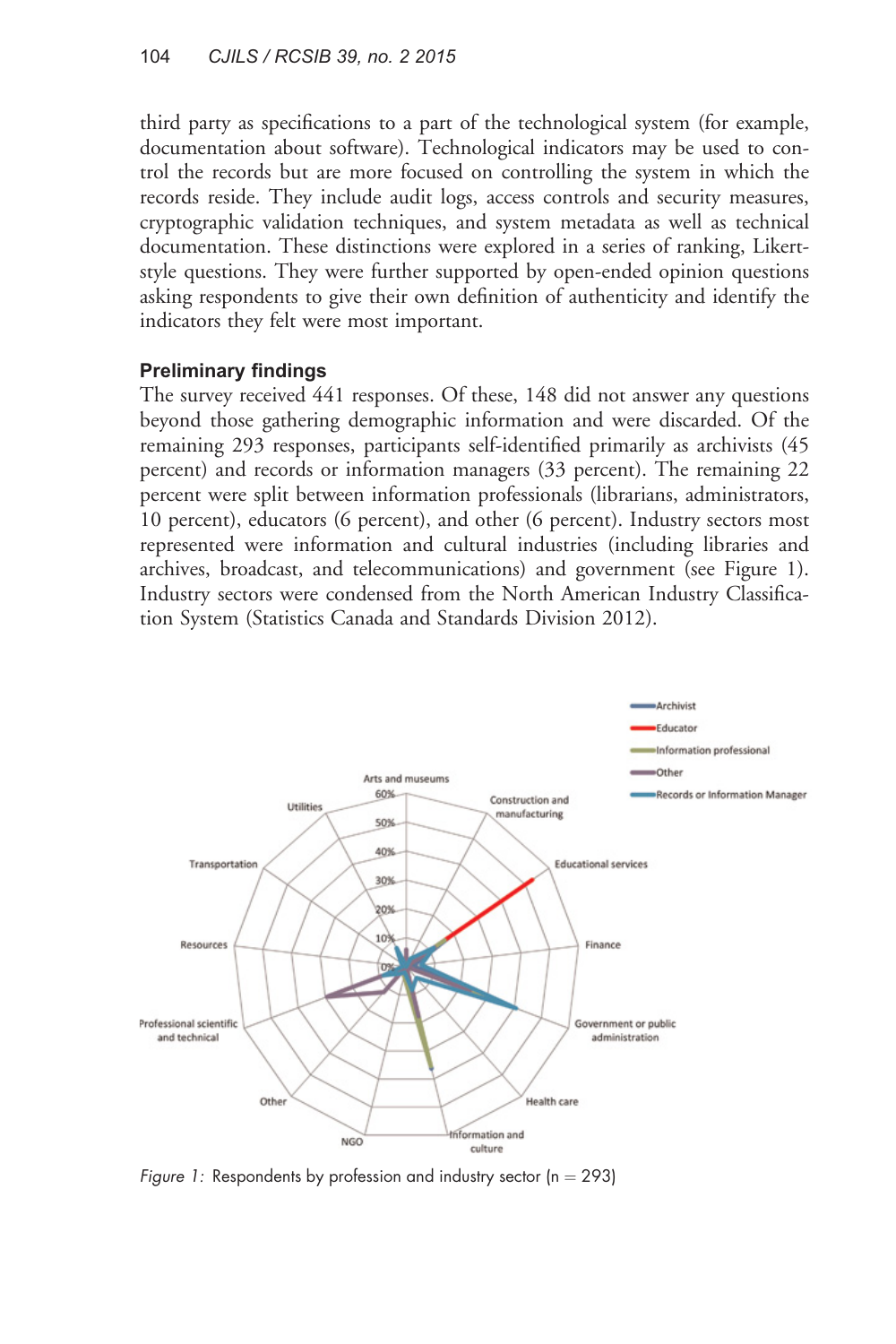third party as specifications to a part of the technological system (for example, documentation about software). Technological indicators may be used to control the records but are more focused on controlling the system in which the records reside. They include audit logs, access controls and security measures, cryptographic validation techniques, and system metadata as well as technical documentation. These distinctions were explored in a series of ranking, Likert-style questions. They were further supported by open-ended opinion questions asking respondents to give their own definition of authenticity and identify the indicators they felt were most important.

## Preliminary findings

The survey received 441 responses. Of these, 148 did not answer any questions beyond those gathering demographic information and were discarded. Of the remaining 293 responses, participants self-identified primarily as archivists (45 percent) and records or information managers (33 percent). The remaining 22 percent were split between information professionals (librarians, administrators, 10 percent), educators (6 percent), and other (6 percent). Industry sectors most represented were information and cultural industries (including libraries and archives, broadcast, and telecommunications) and government (see Figure 1). Industry sectors were condensed from the North American Industry Classification System (Statistics Canada and Standards Division 2012).

Archivist
Educator
Information professional
Other
Records or Information Manager

Arts and museums
Construction and manufacturing
Educational services
Finance
Government or public administration
Health care
Information and culture
NGO
Other
Professional scientific and technical
Resources
Transportation
Utilities

60%
50%
40%
30%
20%
10%
0%

*Figure 1:* Respondents by profession and industry sector (n = 293)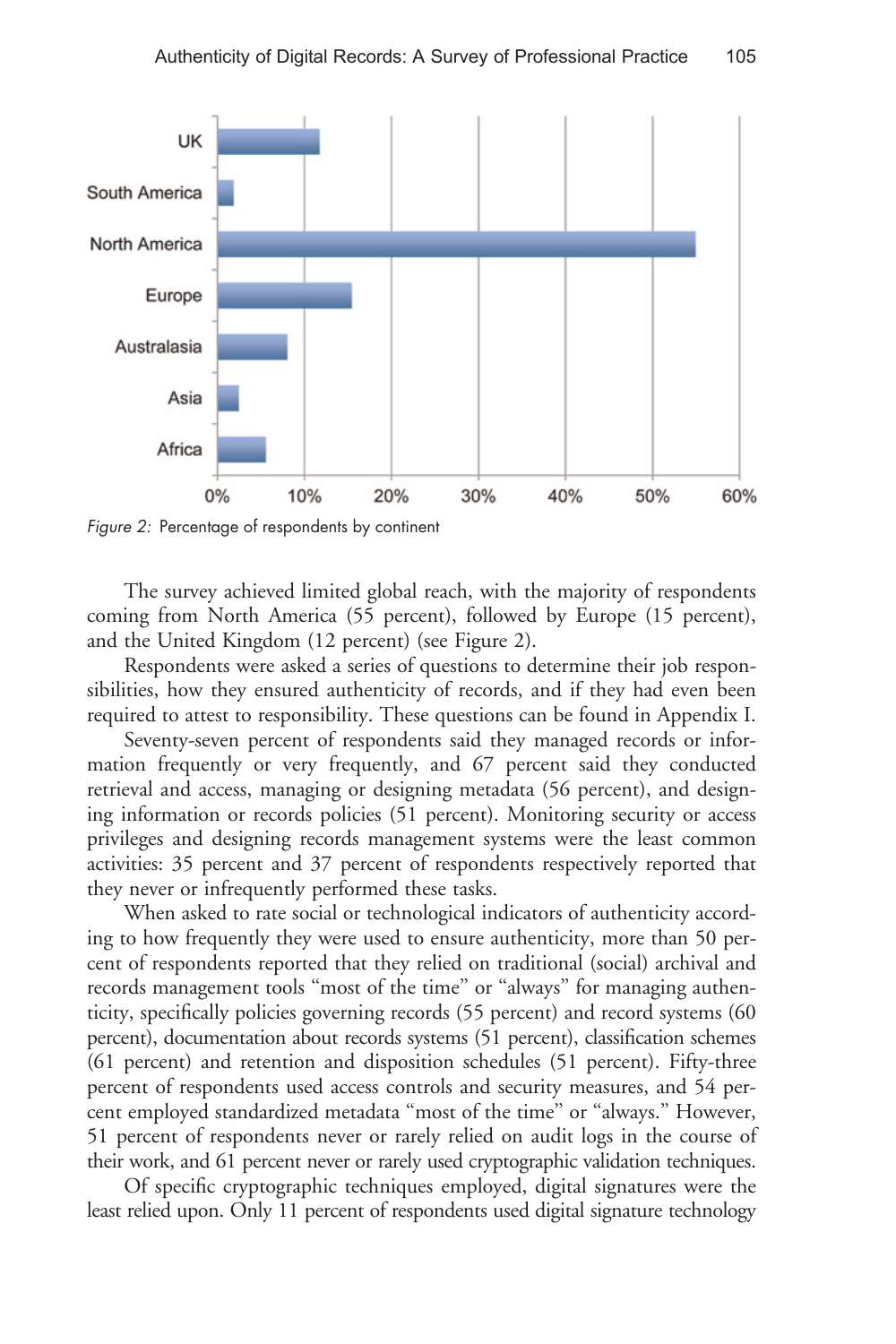UK

South America

North America

Europe

Australasia

Asia

Africa

0% 10% 20% 30% 40% 50% 60%

*Figure 2:* Percentage of respondents by continent

The survey achieved limited global reach, with the majority of respondents coming from North America (55 percent), followed by Europe (15 percent), and the United Kingdom (12 percent) (see Figure 2).

Respondents were asked a series of questions to determine their job responsibilities, how they ensured authenticity of records, and if they had even been required to attest to responsibility. These questions can be found in Appendix I.

Seventy-seven percent of respondents said they managed records or information frequently or very frequently, and 67 percent said they conducted retrieval and access, managing or designing metadata (56 percent), and designing information or records policies (51 percent). Monitoring security or access privileges and designing records management systems were the least common activities: 35 percent and 37 percent of respondents respectively reported that they never or infrequently performed these tasks.

When asked to rate social or technological indicators of authenticity according to how frequently they were used to ensure authenticity, more than 50 percent of respondents reported that they relied on traditional (social) archival and records management tools "most of the time" or "always" for managing authenticity, specifically policies governing records (55 percent) and record systems (60 percent), documentation about records systems (51 percent), classification schemes (61 percent) and retention and disposition schedules (51 percent). Fifty-three percent of respondents used access controls and security measures, and 54 percent employed standardized metadata "most of the time" or "always." However, 51 percent of respondents never or rarely relied on audit logs in the course of their work, and 61 percent never or rarely used cryptographic validation techniques.

Of specific cryptographic techniques employed, digital signatures were the least relied upon. Only 11 percent of respondents used digital signature technology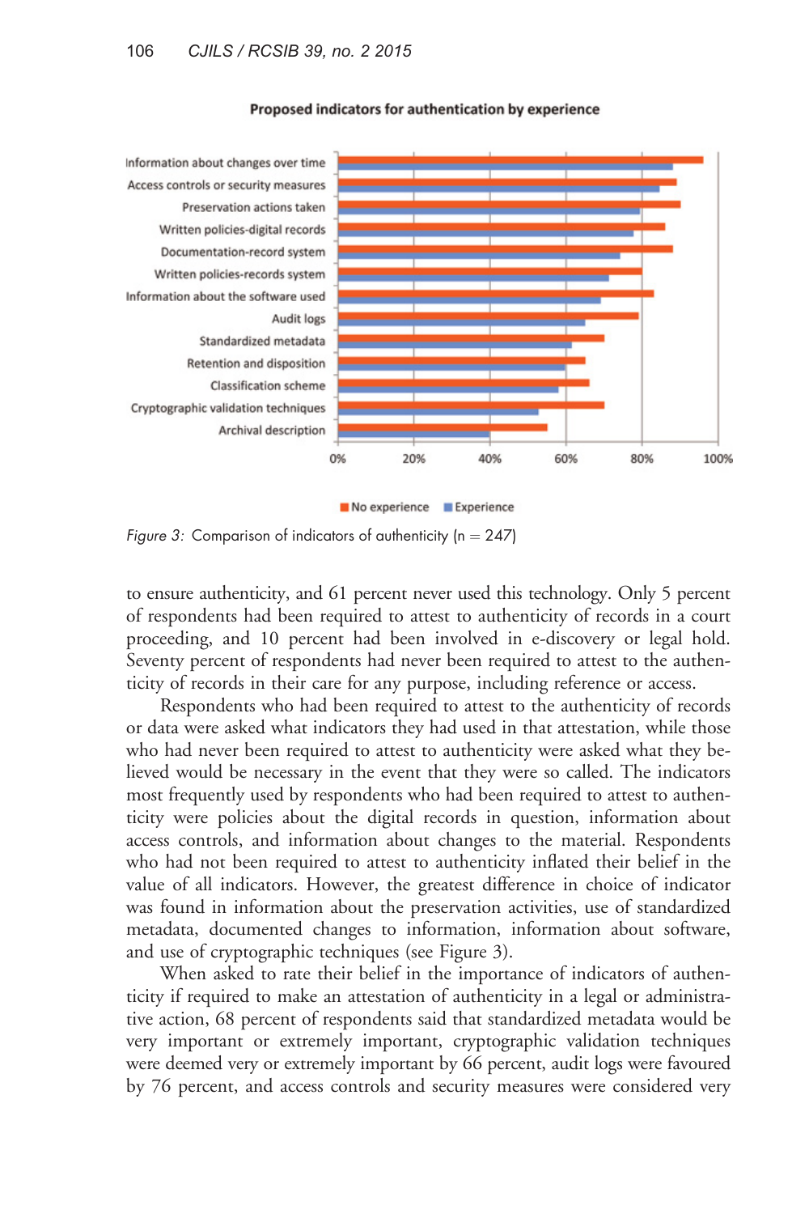**Proposed indicators for authentication by experience**

Information about changes over time
Access controls or security measures
Preservation actions taken
Written policies-digital records
Documentation-record system
Written policies-records system
Information about the software used
Audit logs
Standardized metadata
Retention and disposition
Classification scheme
Cryptographic validation techniques
Archival description

0% 20% 40% 60% 80% 100%

No experience ■ Experience

*Figure 3:* Comparison of indicators of authenticity (n = 247)

to ensure authenticity, and 61 percent never used this technology. Only 5 percent of respondents had been required to attest to authenticity of records in a court proceeding, and 10 percent had been involved in e-discovery or legal hold. Seventy percent of respondents had never been required to attest to the authenticity of records in their care for any purpose, including reference or access.

Respondents who had been required to attest to the authenticity of records or data were asked what indicators they had used in that attestation, while those who had never been required to attest to authenticity were asked what they believed would be necessary in the event that they were so called. The indicators most frequently used by respondents who had been required to attest to authenticity were policies about the digital records in question, information about access controls, and information about changes to the material. Respondents who had not been required to attest to authenticity inflated their belief in the value of all indicators. However, the greatest difference in choice of indicator was found in information about the preservation activities, use of standardized metadata, documented changes to information, information about software, and use of cryptographic techniques (see Figure 3).

When asked to rate their belief in the importance of indicators of authenticity if required to make an attestation of authenticity in a legal or administrative action, 68 percent of respondents said that standardized metadata would be very important or extremely important, cryptographic validation techniques were deemed very or extremely important by 66 percent, audit logs were favoured by 76 percent, and access controls and security measures were considered very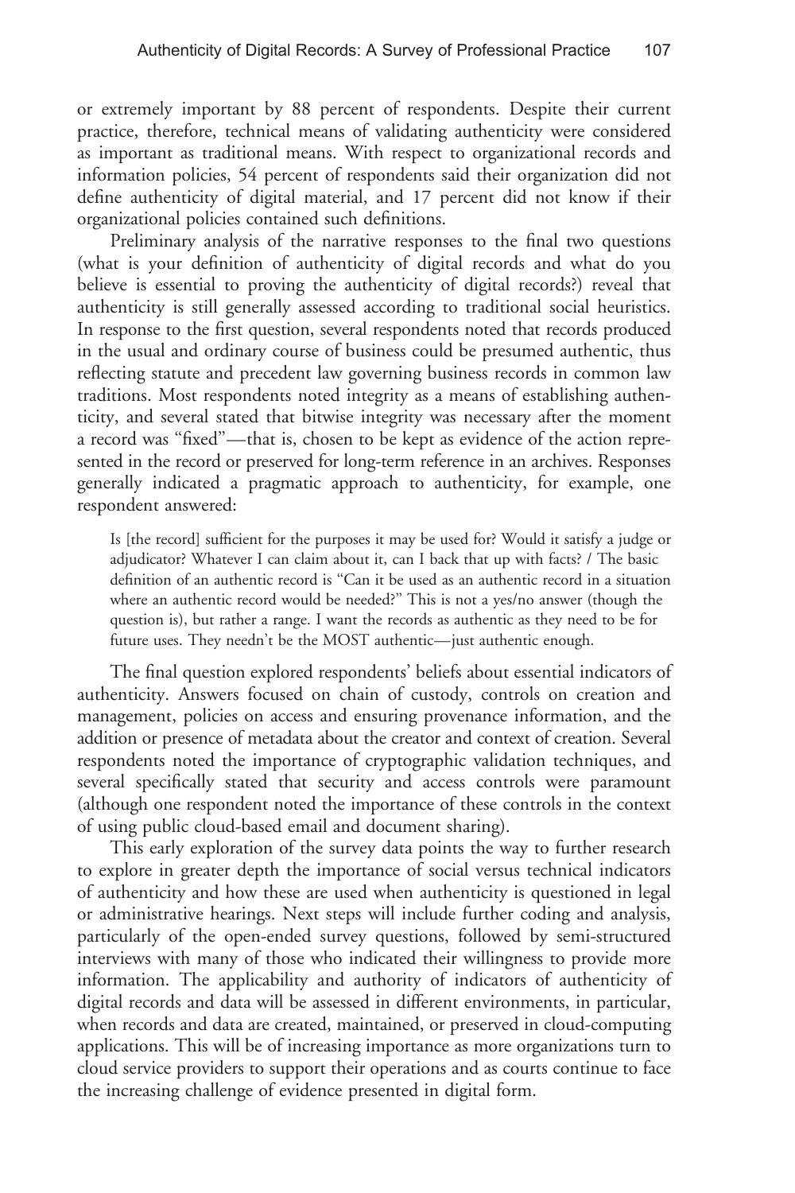or extremely important by 88 percent of respondents. Despite their current practice, therefore, technical means of validating authenticity were considered as important as traditional means. With respect to organizational records and information policies, 54 percent of respondents said their organization did not define authenticity of digital material, and 17 percent did not know if their organizational policies contained such definitions.

Preliminary analysis of the narrative responses to the final two questions (what is your definition of authenticity of digital records and what do you believe is essential to proving the authenticity of digital records?) reveal that authenticity is still generally assessed according to traditional social heuristics. In response to the first question, several respondents noted that records produced in the usual and ordinary course of business could be presumed authentic, thus reflecting statute and precedent law governing business records in common law traditions. Most respondents noted integrity as a means of establishing authenticity, and several stated that bitwise integrity was necessary after the moment a record was "fixed"—that is, chosen to be kept as evidence of the action represented in the record or preserved for long-term reference in an archives. Responses generally indicated a pragmatic approach to authenticity, for example, one respondent answered:

> Is [the record] sufficient for the purposes it may be used for? Would it satisfy a judge or adjudicator? Whatever I can claim about it, can I back that up with facts? / The basic definition of an authentic record is "Can it be used as an authentic record in a situation where an authentic record would be needed?" This is not a yes/no answer (though the question is), but rather a range. I want the records as authentic as they need to be for future uses. They needn't be the MOST authentic—just authentic enough.

The final question explored respondents' beliefs about essential indicators of authenticity. Answers focused on chain of custody, controls on creation and management, policies on access and ensuring provenance information, and the addition or presence of metadata about the creator and context of creation. Several respondents noted the importance of cryptographic validation techniques, and several specifically stated that security and access controls were paramount (although one respondent noted the importance of these controls in the context of using public cloud-based email and document sharing).

This early exploration of the survey data points the way to further research to explore in greater depth the importance of social versus technical indicators of authenticity and how these are used when authenticity is questioned in legal or administrative hearings. Next steps will include further coding and analysis, particularly of the open-ended survey questions, followed by semi-structured interviews with many of those who indicated their willingness to provide more information. The applicability and authority of indicators of authenticity of digital records and data will be assessed in different environments, in particular, when records and data are created, maintained, or preserved in cloud-computing applications. This will be of increasing importance as more organizations turn to cloud service providers to support their operations and as courts continue to face the increasing challenge of evidence presented in digital form.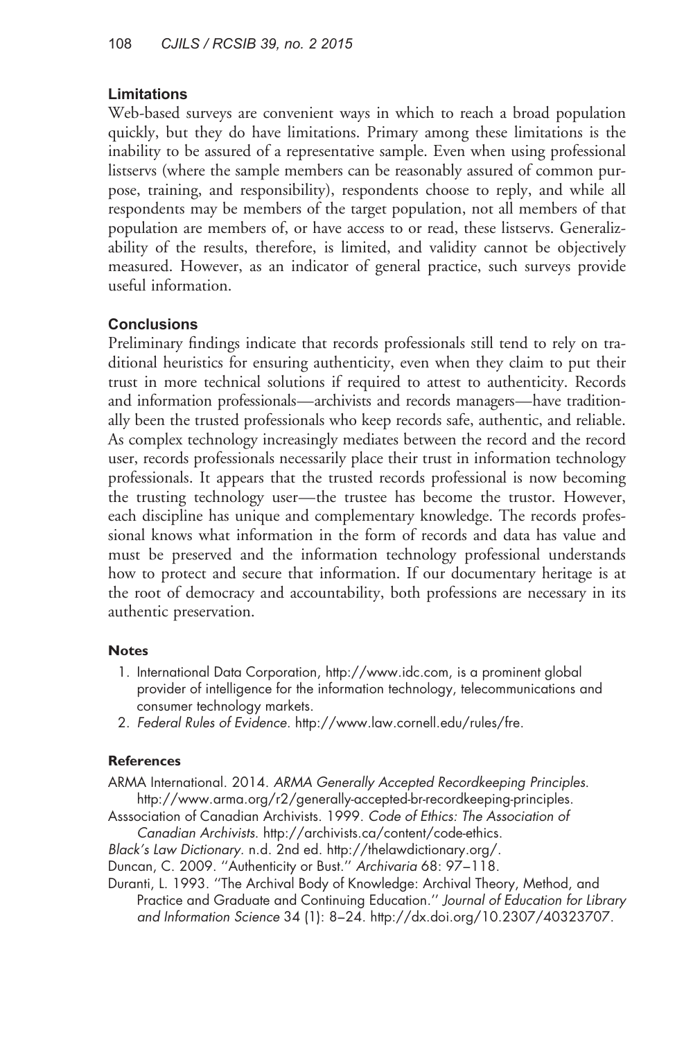## Limitations

Web-based surveys are convenient ways in which to reach a broad population quickly, but they do have limitations. Primary among these limitations is the inability to be assured of a representative sample. Even when using professional listservs (where the sample members can be reasonably assured of common purpose, training, and responsibility), respondents choose to reply, and while all respondents may be members of the target population, not all members of that population are members of, or have access to or read, these listservs. Generalizability of the results, therefore, is limited, and validity cannot be objectively measured. However, as an indicator of general practice, such surveys provide useful information.

## Conclusions

Preliminary findings indicate that records professionals still tend to rely on traditional heuristics for ensuring authenticity, even when they claim to put their trust in more technical solutions if required to attest to authenticity. Records and information professionals—archivists and records managers—have traditionally been the trusted professionals who keep records safe, authentic, and reliable. As complex technology increasingly mediates between the record and the record user, records professionals necessarily place their trust in information technology professionals. It appears that the trusted records professional is now becoming the trusting technology user—the trustee has become the trustor. However, each discipline has unique and complementary knowledge. The records professional knows what information in the form of records and data has value and must be preserved and the information technology professional understands how to protect and secure that information. If our documentary heritage is at the root of democracy and accountability, both professions are necessary in its authentic preservation.

### Notes

1. International Data Corporation, http://www.idc.com, is a prominent global provider of intelligence for the information technology, telecommunications and consumer technology markets.
2. *Federal Rules of Evidence*. http://www.law.cornell.edu/rules/fre.

### References

ARMA International. 2014. *ARMA Generally Accepted Recordkeeping Principles*. http://www.arma.org/r2/generally-accepted-br-recordkeeping-principles.

Asssociation of Canadian Archivists. 1999. *Code of Ethics: The Association of Canadian Archivists*. http://archivists.ca/content/code-ethics.

*Black's Law Dictionary*. n.d. 2nd ed. http://thelawdictionary.org/.

Duncan, C. 2009. "Authenticity or Bust." *Archivaria* 68: 97–118.

Duranti, L. 1993. "The Archival Body of Knowledge: Archival Theory, Method, and Practice and Graduate and Continuing Education." *Journal of Education for Library and Information Science* 34 (1): 8–24. http://dx.doi.org/10.2307/40323707.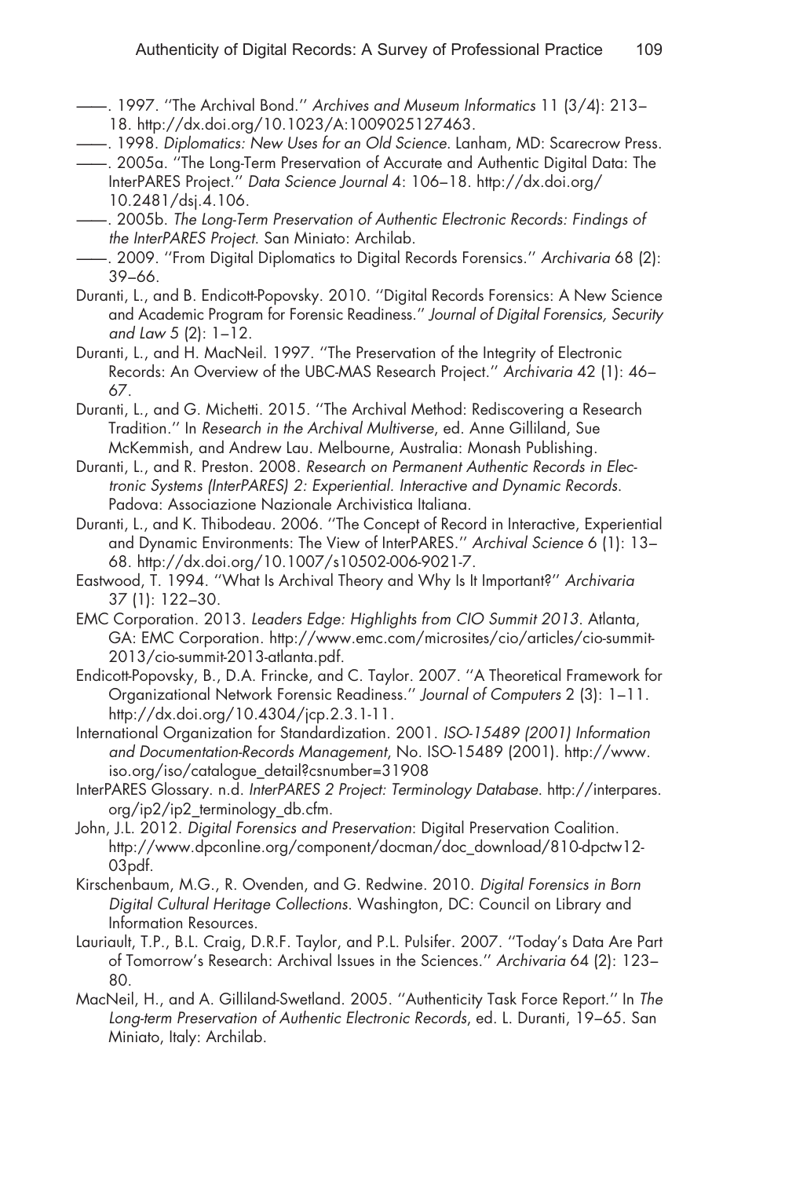——. 1997. "The Archival Bond." *Archives and Museum Informatics* 11 (3/4): 213–18. http://dx.doi.org/10.1023/A:1009025127463.

——. 1998. *Diplomatics: New Uses for an Old Science*. Lanham, MD: Scarecrow Press.

——. 2005a. "The Long-Term Preservation of Accurate and Authentic Digital Data: The InterPARES Project." *Data Science Journal* 4: 106–18. http://dx.doi.org/10.2481/dsj.4.106.

——. 2005b. *The Long-Term Preservation of Authentic Electronic Records: Findings of the InterPARES Project*. San Miniato: Archilab.

——. 2009. "From Digital Diplomatics to Digital Records Forensics." *Archivaria* 68 (2): 39–66.

Duranti, L., and B. Endicott-Popovsky. 2010. "Digital Records Forensics: A New Science and Academic Program for Forensic Readiness." *Journal of Digital Forensics, Security and Law* 5 (2): 1–12.

Duranti, L., and H. MacNeil. 1997. "The Preservation of the Integrity of Electronic Records: An Overview of the UBC-MAS Research Project." *Archivaria* 42 (1): 46–67.

Duranti, L., and G. Michetti. 2015. "The Archival Method: Rediscovering a Research Tradition." In *Research in the Archival Multiverse*, ed. Anne Gilliland, Sue McKemmish, and Andrew Lau. Melbourne, Australia: Monash Publishing.

Duranti, L., and R. Preston. 2008. *Research on Permanent Authentic Records in Electronic Systems (InterPARES) 2: Experiential. Interactive and Dynamic Records*. Padova: Associazione Nazionale Archivistica Italiana.

Duranti, L., and K. Thibodeau. 2006. "The Concept of Record in Interactive, Experiential and Dynamic Environments: The View of InterPARES." *Archival Science* 6 (1): 13–68. http://dx.doi.org/10.1007/s10502-006-9021-7.

Eastwood, T. 1994. "What Is Archival Theory and Why Is It Important?" *Archivaria* 37 (1): 122–30.

EMC Corporation. 2013. *Leaders Edge: Highlights from CIO Summit 2013*. Atlanta, GA: EMC Corporation. http://www.emc.com/microsites/cio/articles/cio-summit-2013/cio-summit-2013-atlanta.pdf.

Endicott-Popovsky, B., D.A. Frincke, and C. Taylor. 2007. "A Theoretical Framework for Organizational Network Forensic Readiness." *Journal of Computers* 2 (3): 1–11. http://dx.doi.org/10.4304/jcp.2.3.1-11.

International Organization for Standardization. 2001. *ISO-15489 (2001) Information and Documentation-Records Management*, No. ISO-15489 (2001). http://www.iso.org/iso/catalogue_detail?csnumber=31908

InterPARES Glossary. n.d. *InterPARES 2 Project: Terminology Database*. http://interpares.org/ip2/ip2_terminology_db.cfm.

John, J.L. 2012. *Digital Forensics and Preservation*: Digital Preservation Coalition. http://www.dpconline.org/component/docman/doc_download/810-dpctw12-03pdf.

Kirschenbaum, M.G., R. Ovenden, and G. Redwine. 2010. *Digital Forensics in Born Digital Cultural Heritage Collections*. Washington, DC: Council on Library and Information Resources.

Lauriault, T.P., B.L. Craig, D.R.F. Taylor, and P.L. Pulsifer. 2007. "Today's Data Are Part of Tomorrow's Research: Archival Issues in the Sciences." *Archivaria* 64 (2): 123–80.

MacNeil, H., and A. Gilliland-Swetland. 2005. "Authenticity Task Force Report." In *The Long-term Preservation of Authentic Electronic Records*, ed. L. Duranti, 19–65. San Miniato, Italy: Archilab.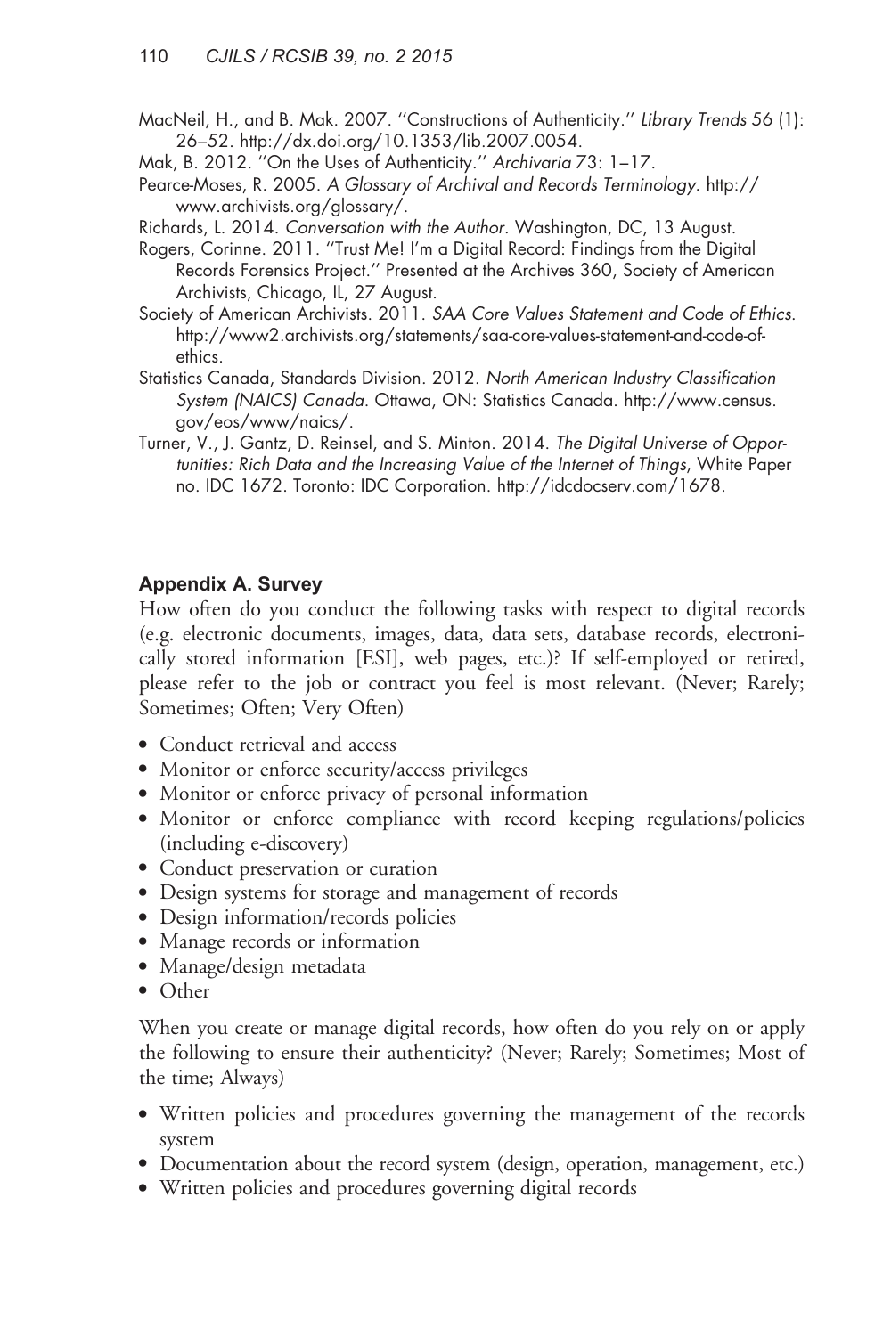MacNeil, H., and B. Mak. 2007. ''Constructions of Authenticity.'' *Library Trends* 56 (1): 26–52. http://dx.doi.org/10.1353/lib.2007.0054.

Mak, B. 2012. ''On the Uses of Authenticity.'' *Archivaria* 73: 1–17.

Pearce-Moses, R. 2005. *A Glossary of Archival and Records Terminology*. http://www.archivists.org/glossary/.

Richards, L. 2014. *Conversation with the Author*. Washington, DC, 13 August.

Rogers, Corinne. 2011. ''Trust Me! I'm a Digital Record: Findings from the Digital Records Forensics Project.'' Presented at the Archives 360, Society of American Archivists, Chicago, IL, 27 August.

Society of American Archivists. 2011. *SAA Core Values Statement and Code of Ethics*. http://www2.archivists.org/statements/saa-core-values-statement-and-code-of-ethics.

Statistics Canada, Standards Division. 2012. *North American Industry Classification System (NAICS) Canada*. Ottawa, ON: Statistics Canada. http://www.census.gov/eos/www/naics/.

Turner, V., J. Gantz, D. Reinsel, and S. Minton. 2014. *The Digital Universe of Opportunities: Rich Data and the Increasing Value of the Internet of Things*, White Paper no. IDC 1672. Toronto: IDC Corporation. http://idcdocserv.com/1678.

## Appendix A. Survey

How often do you conduct the following tasks with respect to digital records (e.g. electronic documents, images, data, data sets, database records, electronically stored information [ESI], web pages, etc.)? If self-employed or retired, please refer to the job or contract you feel is most relevant. (Never; Rarely; Sometimes; Often; Very Often)

- Conduct retrieval and access
- Monitor or enforce security/access privileges
- Monitor or enforce privacy of personal information
- Monitor or enforce compliance with record keeping regulations/policies (including e-discovery)
- Conduct preservation or curation
- Design systems for storage and management of records
- Design information/records policies
- Manage records or information
- Manage/design metadata
- Other

When you create or manage digital records, how often do you rely on or apply the following to ensure their authenticity? (Never; Rarely; Sometimes; Most of the time; Always)

- Written policies and procedures governing the management of the records system
- Documentation about the record system (design, operation, management, etc.)
- Written policies and procedures governing digital records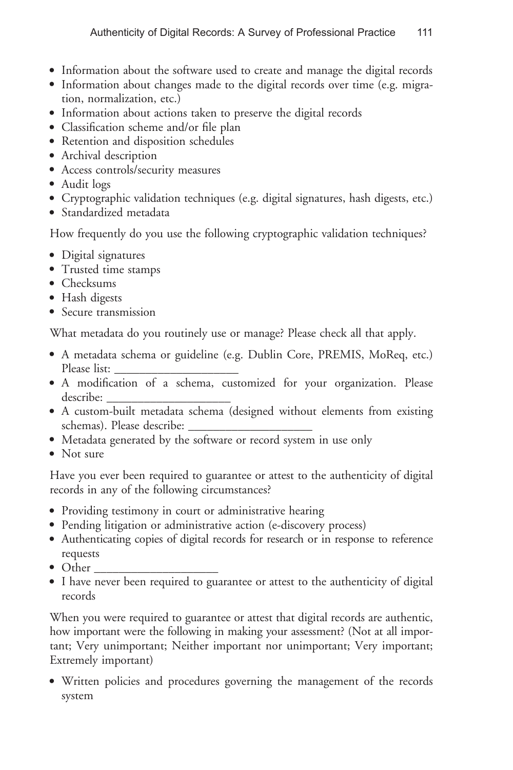- Information about the software used to create and manage the digital records
- Information about changes made to the digital records over time (e.g. migration, normalization, etc.)
- Information about actions taken to preserve the digital records
- Classification scheme and/or file plan
- Retention and disposition schedules
- Archival description
- Access controls/security measures
- Audit logs
- Cryptographic validation techniques (e.g. digital signatures, hash digests, etc.)
- Standardized metadata

How frequently do you use the following cryptographic validation techniques?

- Digital signatures
- Trusted time stamps
- Checksums
- Hash digests
- Secure transmission

What metadata do you routinely use or manage? Please check all that apply.

- A metadata schema or guideline (e.g. Dublin Core, PREMIS, MoReq, etc.) Please list: ____________________
- A modification of a schema, customized for your organization. Please describe: ____________________
- A custom-built metadata schema (designed without elements from existing schemas). Please describe: ____________________
- Metadata generated by the software or record system in use only
- Not sure

Have you ever been required to guarantee or attest to the authenticity of digital records in any of the following circumstances?

- Providing testimony in court or administrative hearing
- Pending litigation or administrative action (e-discovery process)
- Authenticating copies of digital records for research or in response to reference requests
- Other ____________________
- I have never been required to guarantee or attest to the authenticity of digital records

When you were required to guarantee or attest that digital records are authentic, how important were the following in making your assessment? (Not at all important; Very unimportant; Neither important nor unimportant; Very important; Extremely important)

- Written policies and procedures governing the management of the records system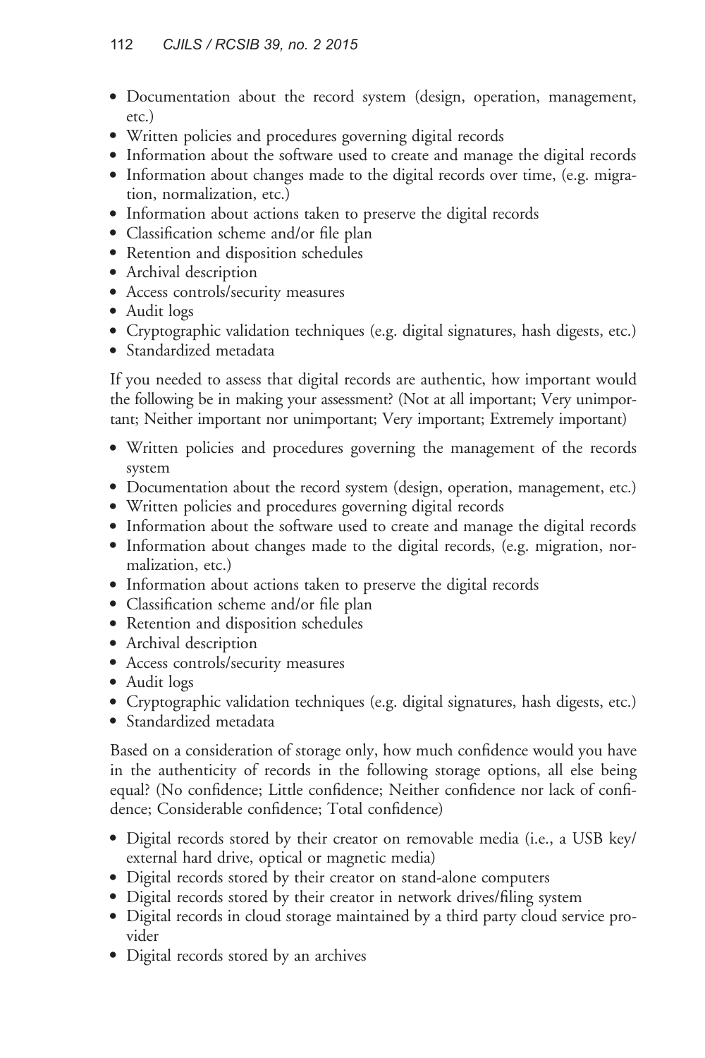- Documentation about the record system (design, operation, management, etc.)
- Written policies and procedures governing digital records
- Information about the software used to create and manage the digital records
- Information about changes made to the digital records over time, (e.g. migration, normalization, etc.)
- Information about actions taken to preserve the digital records
- Classification scheme and/or file plan
- Retention and disposition schedules
- Archival description
- Access controls/security measures
- Audit logs
- Cryptographic validation techniques (e.g. digital signatures, hash digests, etc.)
- Standardized metadata

If you needed to assess that digital records are authentic, how important would the following be in making your assessment? (Not at all important; Very unimportant; Neither important nor unimportant; Very important; Extremely important)

- Written policies and procedures governing the management of the records system
- Documentation about the record system (design, operation, management, etc.)
- Written policies and procedures governing digital records
- Information about the software used to create and manage the digital records
- Information about changes made to the digital records, (e.g. migration, normalization, etc.)
- Information about actions taken to preserve the digital records
- Classification scheme and/or file plan
- Retention and disposition schedules
- Archival description
- Access controls/security measures
- Audit logs
- Cryptographic validation techniques (e.g. digital signatures, hash digests, etc.)
- Standardized metadata

Based on a consideration of storage only, how much confidence would you have in the authenticity of records in the following storage options, all else being equal? (No confidence; Little confidence; Neither confidence nor lack of confidence; Considerable confidence; Total confidence)

- Digital records stored by their creator on removable media (i.e., a USB key/external hard drive, optical or magnetic media)
- Digital records stored by their creator on stand-alone computers
- Digital records stored by their creator in network drives/filing system
- Digital records in cloud storage maintained by a third party cloud service provider
- Digital records stored by an archives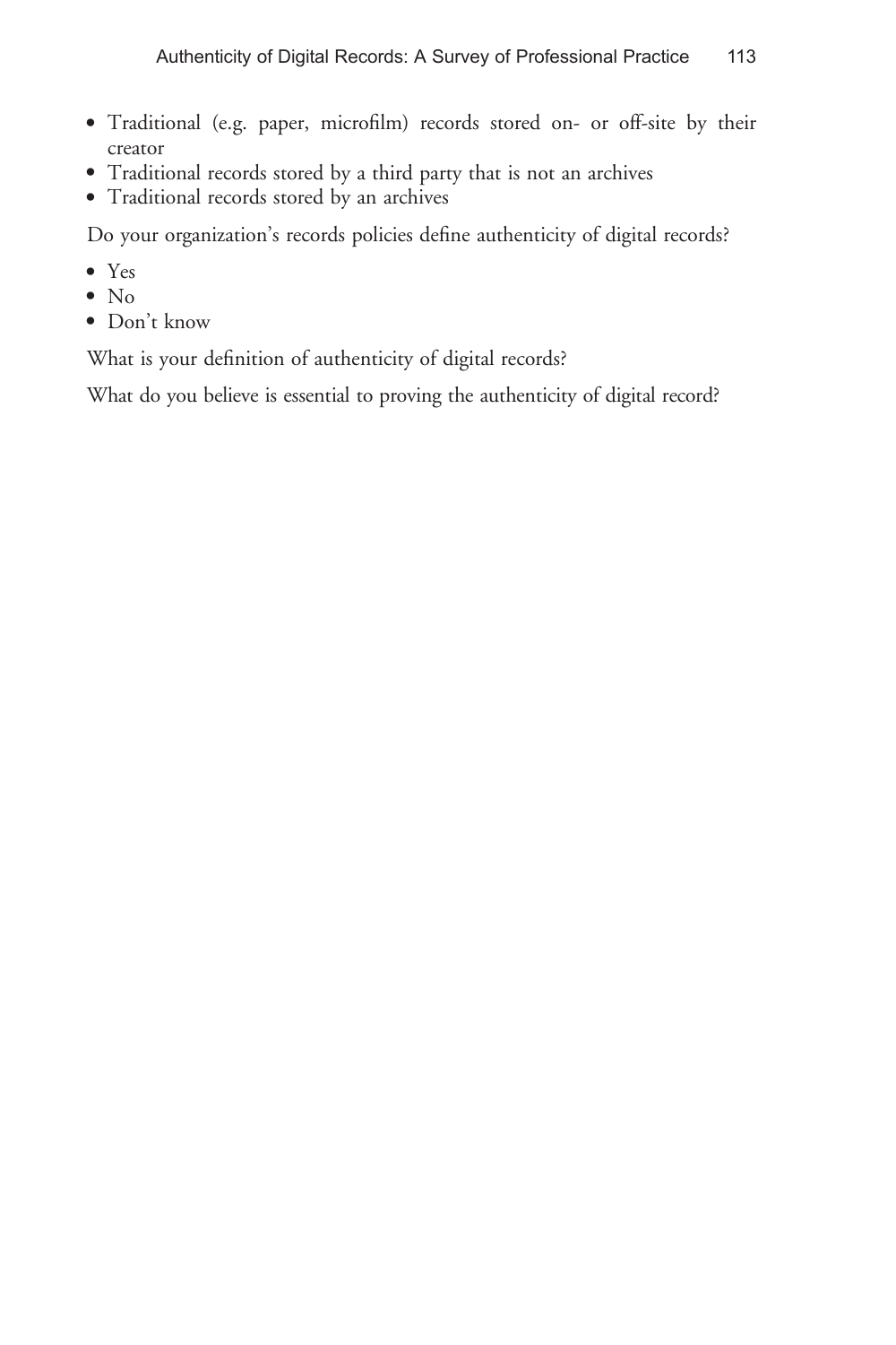- Traditional (e.g. paper, microfilm) records stored on- or off-site by their creator
- Traditional records stored by a third party that is not an archives
- Traditional records stored by an archives

Do your organization's records policies define authenticity of digital records?

- Yes
- No
- Don't know

What is your definition of authenticity of digital records?

What do you believe is essential to proving the authenticity of digital record?